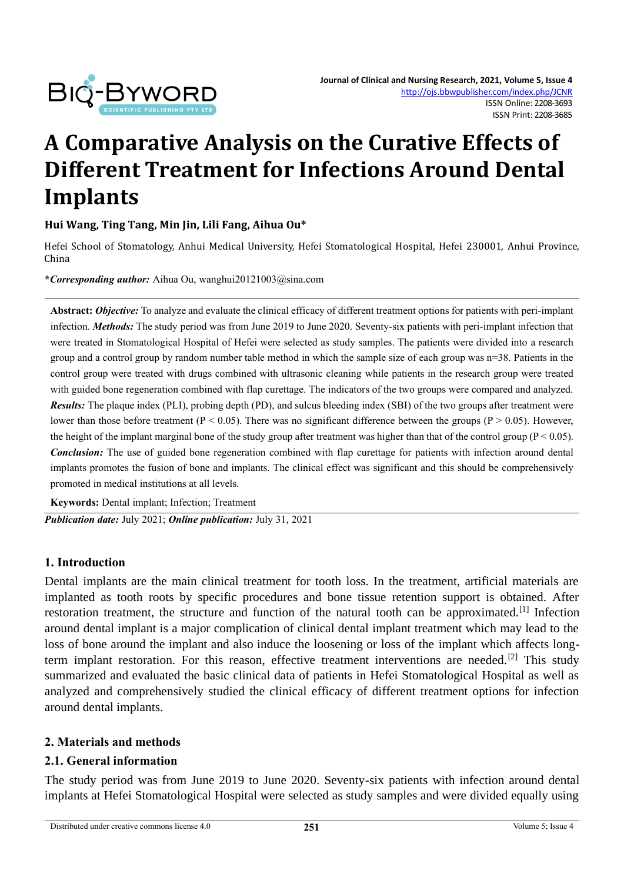# A Comparative Analysis on the Curative Effects of Different Treatment for Infections Around Dental Implants

**Hui Wang, Ting Tang, Min Jin, Lili Fang, Aihua Ou***

Hefei School of Stomatology, Anhui Medical University, Hefei Stomatological Hospital, Hefei 230001, Anhui Province, China

***Corresponding author:** Aihua Ou, wanghui20121003@sina.com

**Abstract:** ***Objective:*** To analyze and evaluate the clinical efficacy of different treatment options for patients with peri-implant infection. ***Methods:*** The study period was from June 2019 to June 2020. Seventy-six patients with peri-implant infection that were treated in Stomatological Hospital of Hefei were selected as study samples. The patients were divided into a research group and a control group by random number table method in which the sample size of each group was n=38. Patients in the control group were treated with drugs combined with ultrasonic cleaning while patients in the research group were treated with guided bone regeneration combined with flap curettage. The indicators of the two groups were compared and analyzed. ***Results:*** The plaque index (PLI), probing depth (PD), and sulcus bleeding index (SBI) of the two groups after treatment were lower than those before treatment ($P < 0.05$). There was no significant difference between the groups ($P > 0.05$). However, the height of the implant marginal bone of the study group after treatment was higher than that of the control group ($P < 0.05$). ***Conclusion:*** The use of guided bone regeneration combined with flap curettage for patients with infection around dental implants promotes the fusion of bone and implants. The clinical effect was significant and this should be comprehensively promoted in medical institutions at all levels.

**Keywords:** Dental implant; Infection; Treatment

***Publication date:*** July 2021; ***Online publication:*** July 31, 2021

## 1. Introduction

Dental implants are the main clinical treatment for tooth loss. In the treatment, artificial materials are implanted as tooth roots by specific procedures and bone tissue retention support is obtained. After restoration treatment, the structure and function of the natural tooth can be approximated.[1] Infection around dental implant is a major complication of clinical dental implant treatment which may lead to the loss of bone around the implant and also induce the loosening or loss of the implant which affects long-term implant restoration. For this reason, effective treatment interventions are needed.[2] This study summarized and evaluated the basic clinical data of patients in Hefei Stomatological Hospital as well as analyzed and comprehensively studied the clinical efficacy of different treatment options for infection around dental implants.

## 2. Materials and methods

### 2.1. General information

The study period was from June 2019 to June 2020. Seventy-six patients with infection around dental implants at Hefei Stomatological Hospital were selected as study samples and were divided equally using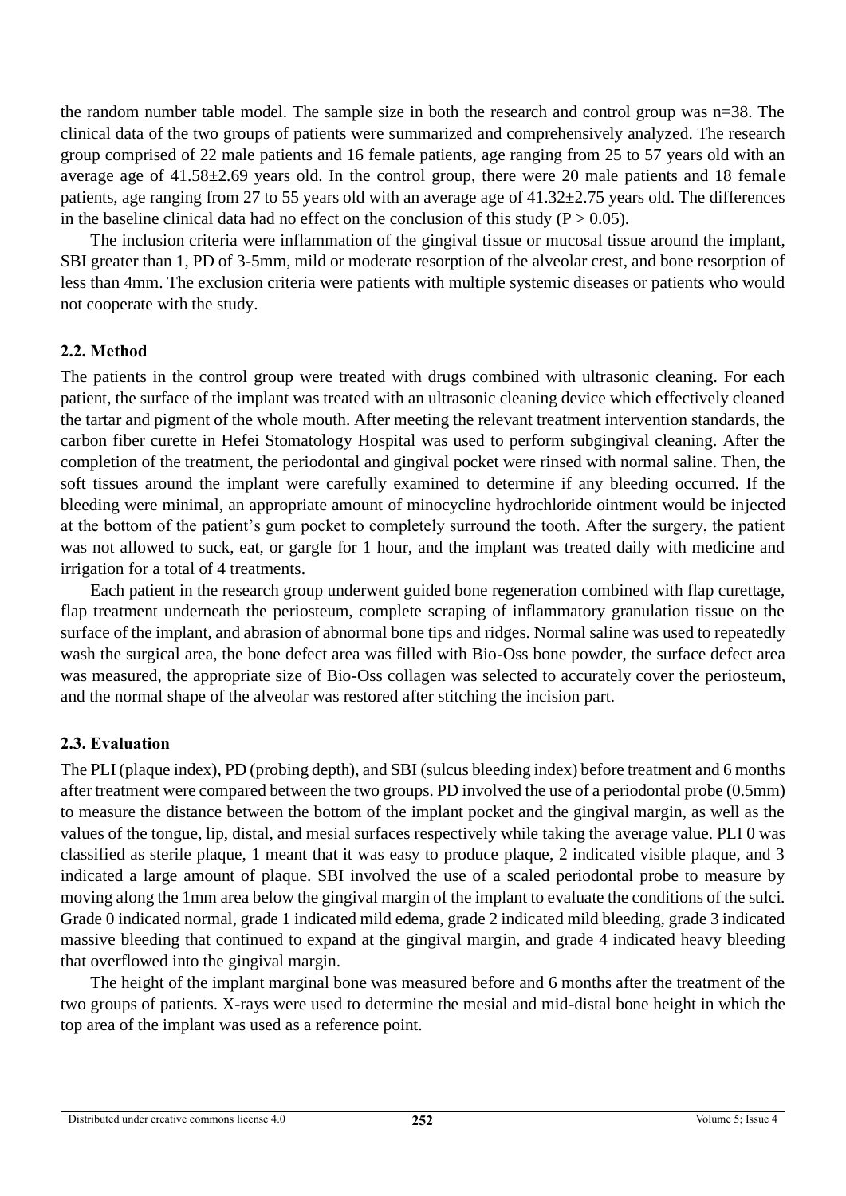the random number table model. The sample size in both the research and control group was n=38. The clinical data of the two groups of patients were summarized and comprehensively analyzed. The research group comprised of 22 male patients and 16 female patients, age ranging from 25 to 57 years old with an average age of 41.58±2.69 years old. In the control group, there were 20 male patients and 18 female patients, age ranging from 27 to 55 years old with an average age of 41.32±2.75 years old. The differences in the baseline clinical data had no effect on the conclusion of this study ($P > 0.05$).

The inclusion criteria were inflammation of the gingival tissue or mucosal tissue around the implant, SBI greater than 1, PD of 3-5mm, mild or moderate resorption of the alveolar crest, and bone resorption of less than 4mm. The exclusion criteria were patients with multiple systemic diseases or patients who would not cooperate with the study.

### 2.2. Method

The patients in the control group were treated with drugs combined with ultrasonic cleaning. For each patient, the surface of the implant was treated with an ultrasonic cleaning device which effectively cleaned the tartar and pigment of the whole mouth. After meeting the relevant treatment intervention standards, the carbon fiber curette in Hefei Stomatology Hospital was used to perform subgingival cleaning. After the completion of the treatment, the periodontal and gingival pocket were rinsed with normal saline. Then, the soft tissues around the implant were carefully examined to determine if any bleeding occurred. If the bleeding were minimal, an appropriate amount of minocycline hydrochloride ointment would be injected at the bottom of the patient's gum pocket to completely surround the tooth. After the surgery, the patient was not allowed to suck, eat, or gargle for 1 hour, and the implant was treated daily with medicine and irrigation for a total of 4 treatments.

Each patient in the research group underwent guided bone regeneration combined with flap curettage, flap treatment underneath the periosteum, complete scraping of inflammatory granulation tissue on the surface of the implant, and abrasion of abnormal bone tips and ridges. Normal saline was used to repeatedly wash the surgical area, the bone defect area was filled with Bio-Oss bone powder, the surface defect area was measured, the appropriate size of Bio-Oss collagen was selected to accurately cover the periosteum, and the normal shape of the alveolar was restored after stitching the incision part.

### 2.3. Evaluation

The PLI (plaque index), PD (probing depth), and SBI (sulcus bleeding index) before treatment and 6 months after treatment were compared between the two groups. PD involved the use of a periodontal probe (0.5mm) to measure the distance between the bottom of the implant pocket and the gingival margin, as well as the values of the tongue, lip, distal, and mesial surfaces respectively while taking the average value. PLI 0 was classified as sterile plaque, 1 meant that it was easy to produce plaque, 2 indicated visible plaque, and 3 indicated a large amount of plaque. SBI involved the use of a scaled periodontal probe to measure by moving along the 1mm area below the gingival margin of the implant to evaluate the conditions of the sulci. Grade 0 indicated normal, grade 1 indicated mild edema, grade 2 indicated mild bleeding, grade 3 indicated massive bleeding that continued to expand at the gingival margin, and grade 4 indicated heavy bleeding that overflowed into the gingival margin.

The height of the implant marginal bone was measured before and 6 months after the treatment of the two groups of patients. X-rays were used to determine the mesial and mid-distal bone height in which the top area of the implant was used as a reference point.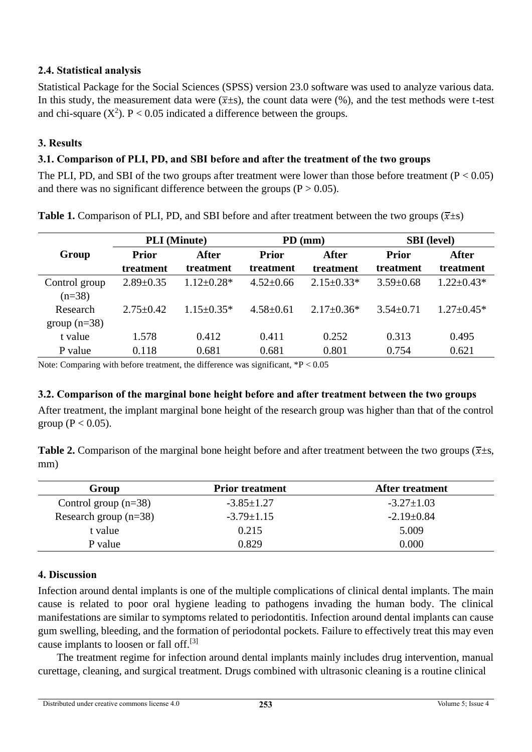### 2.4. Statistical analysis

Statistical Package for the Social Sciences (SPSS) version 23.0 software was used to analyze various data. In this study, the measurement data were ($\bar{x}$±s), the count data were (%), and the test methods were t-test and chi-square ($X^2$). $P < 0.05$ indicated a difference between the groups.

## 3. Results

### 3.1. Comparison of PLI, PD, and SBI before and after the treatment of the two groups

The PLI, PD, and SBI of the two groups after treatment were lower than those before treatment ($P < 0.05$) and there was no significant difference between the groups ($P > 0.05$).

**Table 1.** Comparison of PLI, PD, and SBI before and after treatment between the two groups ($\bar{x}$±s)

| Group | PLI (Minute) | | PD (mm) | | SBI (level) | |
|---|---|---|---|---|---|---|
| | Prior treatment | After treatment | Prior treatment | After treatment | Prior treatment | After treatment |
| Control group (n=38) | 2.89±0.35 | 1.12±0.28* | 4.52±0.66 | 2.15±0.33* | 3.59±0.68 | 1.22±0.43* |
| Research group (n=38) | 2.75±0.42 | 1.15±0.35* | 4.58±0.61 | 2.17±0.36* | 3.54±0.71 | 1.27±0.45* |
| t value | 1.578 | 0.412 | 0.411 | 0.252 | 0.313 | 0.495 |
| P value | 0.118 | 0.681 | 0.681 | 0.801 | 0.754 | 0.621 |

Note: Comparing with before treatment, the difference was significant, *$P < 0.05$

### 3.2. Comparison of the marginal bone height before and after treatment between the two groups

After treatment, the implant marginal bone height of the research group was higher than that of the control group ($P < 0.05$).

**Table 2.** Comparison of the marginal bone height before and after treatment between the two groups ($\bar{x}$±s, mm)

| Group | Prior treatment | After treatment |
|---|---|---|
| Control group (n=38) | -3.85±1.27 | -3.27±1.03 |
| Research group (n=38) | -3.79±1.15 | -2.19±0.84 |
| t value | 0.215 | 5.009 |
| P value | 0.829 | 0.000 |

## 4. Discussion

Infection around dental implants is one of the multiple complications of clinical dental implants. The main cause is related to poor oral hygiene leading to pathogens invading the human body. The clinical manifestations are similar to symptoms related to periodontitis. Infection around dental implants can cause gum swelling, bleeding, and the formation of periodontal pockets. Failure to effectively treat this may even cause implants to loosen or fall off.[3]

The treatment regime for infection around dental implants mainly includes drug intervention, manual curettage, cleaning, and surgical treatment. Drugs combined with ultrasonic cleaning is a routine clinical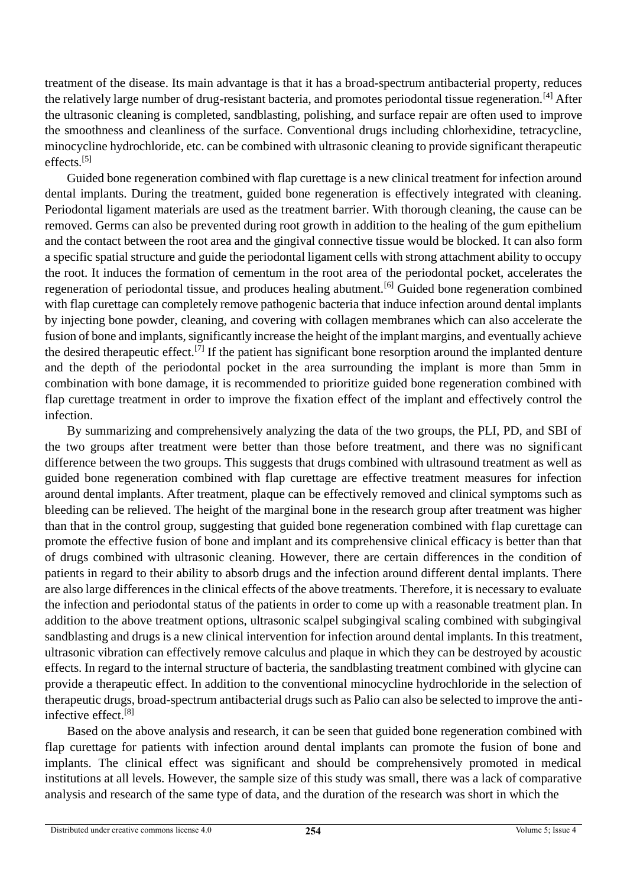treatment of the disease. Its main advantage is that it has a broad-spectrum antibacterial property, reduces the relatively large number of drug-resistant bacteria, and promotes periodontal tissue regeneration.[4] After the ultrasonic cleaning is completed, sandblasting, polishing, and surface repair are often used to improve the smoothness and cleanliness of the surface. Conventional drugs including chlorhexidine, tetracycline, minocycline hydrochloride, etc. can be combined with ultrasonic cleaning to provide significant therapeutic effects.[5]

Guided bone regeneration combined with flap curettage is a new clinical treatment for infection around dental implants. During the treatment, guided bone regeneration is effectively integrated with cleaning. Periodontal ligament materials are used as the treatment barrier. With thorough cleaning, the cause can be removed. Germs can also be prevented during root growth in addition to the healing of the gum epithelium and the contact between the root area and the gingival connective tissue would be blocked. It can also form a specific spatial structure and guide the periodontal ligament cells with strong attachment ability to occupy the root. It induces the formation of cementum in the root area of the periodontal pocket, accelerates the regeneration of periodontal tissue, and produces healing abutment.[6] Guided bone regeneration combined with flap curettage can completely remove pathogenic bacteria that induce infection around dental implants by injecting bone powder, cleaning, and covering with collagen membranes which can also accelerate the fusion of bone and implants, significantly increase the height of the implant margins, and eventually achieve the desired therapeutic effect.[7] If the patient has significant bone resorption around the implanted denture and the depth of the periodontal pocket in the area surrounding the implant is more than 5mm in combination with bone damage, it is recommended to prioritize guided bone regeneration combined with flap curettage treatment in order to improve the fixation effect of the implant and effectively control the infection.

By summarizing and comprehensively analyzing the data of the two groups, the PLI, PD, and SBI of the two groups after treatment were better than those before treatment, and there was no significant difference between the two groups. This suggests that drugs combined with ultrasound treatment as well as guided bone regeneration combined with flap curettage are effective treatment measures for infection around dental implants. After treatment, plaque can be effectively removed and clinical symptoms such as bleeding can be relieved. The height of the marginal bone in the research group after treatment was higher than that in the control group, suggesting that guided bone regeneration combined with flap curettage can promote the effective fusion of bone and implant and its comprehensive clinical efficacy is better than that of drugs combined with ultrasonic cleaning. However, there are certain differences in the condition of patients in regard to their ability to absorb drugs and the infection around different dental implants. There are also large differences in the clinical effects of the above treatments. Therefore, it is necessary to evaluate the infection and periodontal status of the patients in order to come up with a reasonable treatment plan. In addition to the above treatment options, ultrasonic scalpel subgingival scaling combined with subgingival sandblasting and drugs is a new clinical intervention for infection around dental implants. In this treatment, ultrasonic vibration can effectively remove calculus and plaque in which they can be destroyed by acoustic effects. In regard to the internal structure of bacteria, the sandblasting treatment combined with glycine can provide a therapeutic effect. In addition to the conventional minocycline hydrochloride in the selection of therapeutic drugs, broad-spectrum antibacterial drugs such as Palio can also be selected to improve the anti-infective effect.[8]

Based on the above analysis and research, it can be seen that guided bone regeneration combined with flap curettage for patients with infection around dental implants can promote the fusion of bone and implants. The clinical effect was significant and should be comprehensively promoted in medical institutions at all levels. However, the sample size of this study was small, there was a lack of comparative analysis and research of the same type of data, and the duration of the research was short in which the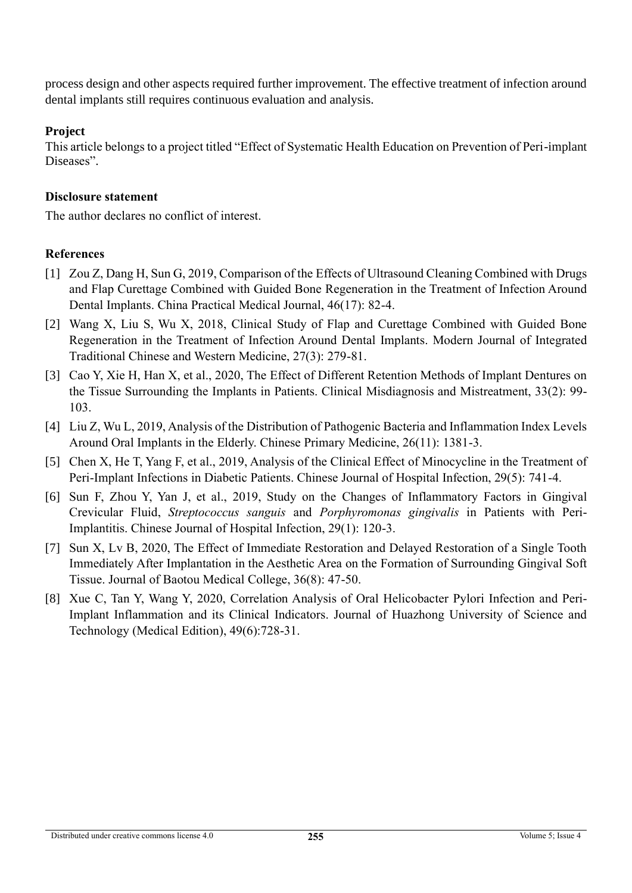process design and other aspects required further improvement. The effective treatment of infection around dental implants still requires continuous evaluation and analysis.

## Project

This article belongs to a project titled "Effect of Systematic Health Education on Prevention of Peri-implant Diseases".

## Disclosure statement

The author declares no conflict of interest.

## References

[1] Zou Z, Dang H, Sun G, 2019, Comparison of the Effects of Ultrasound Cleaning Combined with Drugs and Flap Curettage Combined with Guided Bone Regeneration in the Treatment of Infection Around Dental Implants. China Practical Medical Journal, 46(17): 82-4.

[2] Wang X, Liu S, Wu X, 2018, Clinical Study of Flap and Curettage Combined with Guided Bone Regeneration in the Treatment of Infection Around Dental Implants. Modern Journal of Integrated Traditional Chinese and Western Medicine, 27(3): 279-81.

[3] Cao Y, Xie H, Han X, et al., 2020, The Effect of Different Retention Methods of Implant Dentures on the Tissue Surrounding the Implants in Patients. Clinical Misdiagnosis and Mistreatment, 33(2): 99-103.

[4] Liu Z, Wu L, 2019, Analysis of the Distribution of Pathogenic Bacteria and Inflammation Index Levels Around Oral Implants in the Elderly. Chinese Primary Medicine, 26(11): 1381-3.

[5] Chen X, He T, Yang F, et al., 2019, Analysis of the Clinical Effect of Minocycline in the Treatment of Peri-Implant Infections in Diabetic Patients. Chinese Journal of Hospital Infection, 29(5): 741-4.

[6] Sun F, Zhou Y, Yan J, et al., 2019, Study on the Changes of Inflammatory Factors in Gingival Crevicular Fluid, *Streptococcus sanguis* and *Porphyromonas gingivalis* in Patients with Peri-Implantitis. Chinese Journal of Hospital Infection, 29(1): 120-3.

[7] Sun X, Lv B, 2020, The Effect of Immediate Restoration and Delayed Restoration of a Single Tooth Immediately After Implantation in the Aesthetic Area on the Formation of Surrounding Gingival Soft Tissue. Journal of Baotou Medical College, 36(8): 47-50.

[8] Xue C, Tan Y, Wang Y, 2020, Correlation Analysis of Oral Helicobacter Pylori Infection and Peri-Implant Inflammation and its Clinical Indicators. Journal of Huazhong University of Science and Technology (Medical Edition), 49(6):728-31.